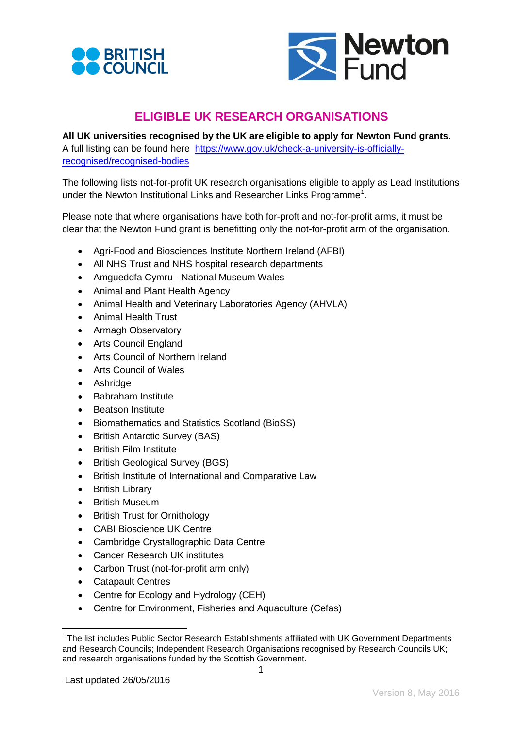# ELIGIBLE UK RESEARCH ORGANISATIONS

**All UK universities recognised by the UK are eligible to apply for Newton Fund grants.** A full listing can be found here [https://www.gov.uk/check-a-university-is-officially-recognised/recognised-bodies](https://www.gov.uk/check-a-university-is-officially-recognised/recognised-bodies)

The following lists not-for-profit UK research organisations eligible to apply as Lead Institutions under the Newton Institutional Links and Researcher Links Programme[1].

Please note that where organisations have both for-proft and not-for-profit arms, it must be clear that the Newton Fund grant is benefitting only the not-for-profit arm of the organisation.

- Agri-Food and Biosciences Institute Northern Ireland (AFBI)
- All NHS Trust and NHS hospital research departments
- Amgueddfa Cymru - National Museum Wales
- Animal and Plant Health Agency
- Animal Health and Veterinary Laboratories Agency (AHVLA)
- Animal Health Trust
- Armagh Observatory
- Arts Council England
- Arts Council of Northern Ireland
- Arts Council of Wales
- Ashridge
- Babraham Institute
- Beatson Institute
- Biomathematics and Statistics Scotland (BioSS)
- British Antarctic Survey (BAS)
- British Film Institute
- British Geological Survey (BGS)
- British Institute of International and Comparative Law
- British Library
- British Museum
- British Trust for Ornithology
- CABI Bioscience UK Centre
- Cambridge Crystallographic Data Centre
- Cancer Research UK institutes
- Carbon Trust (not-for-profit arm only)
- Catapault Centres
- Centre for Ecology and Hydrology (CEH)
- Centre for Environment, Fisheries and Aquaculture (Cefas)

[1] The list includes Public Sector Research Establishments affiliated with UK Government Departments and Research Councils; Independent Research Organisations recognised by Research Councils UK; and research organisations funded by the Scottish Government.

Last updated 26/05/2016

Version 8, May 2016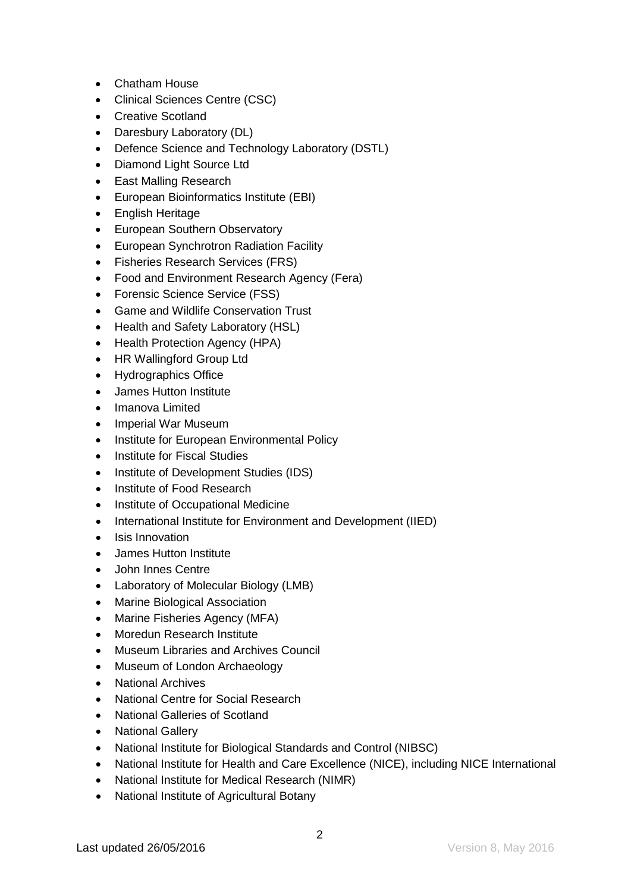- Chatham House
- Clinical Sciences Centre (CSC)
- Creative Scotland
- Daresbury Laboratory (DL)
- Defence Science and Technology Laboratory (DSTL)
- Diamond Light Source Ltd
- East Malling Research
- European Bioinformatics Institute (EBI)
- English Heritage
- European Southern Observatory
- European Synchrotron Radiation Facility
- Fisheries Research Services (FRS)
- Food and Environment Research Agency (Fera)
- Forensic Science Service (FSS)
- Game and Wildlife Conservation Trust
- Health and Safety Laboratory (HSL)
- Health Protection Agency (HPA)
- HR Wallingford Group Ltd
- Hydrographics Office
- James Hutton Institute
- Imanova Limited
- Imperial War Museum
- Institute for European Environmental Policy
- Institute for Fiscal Studies
- Institute of Development Studies (IDS)
- Institute of Food Research
- Institute of Occupational Medicine
- International Institute for Environment and Development (IIED)
- Isis Innovation
- James Hutton Institute
- John Innes Centre
- Laboratory of Molecular Biology (LMB)
- Marine Biological Association
- Marine Fisheries Agency (MFA)
- Moredun Research Institute
- Museum Libraries and Archives Council
- Museum of London Archaeology
- National Archives
- National Centre for Social Research
- National Galleries of Scotland
- National Gallery
- National Institute for Biological Standards and Control (NIBSC)
- National Institute for Health and Care Excellence (NICE), including NICE International
- National Institute for Medical Research (NIMR)
- National Institute of Agricultural Botany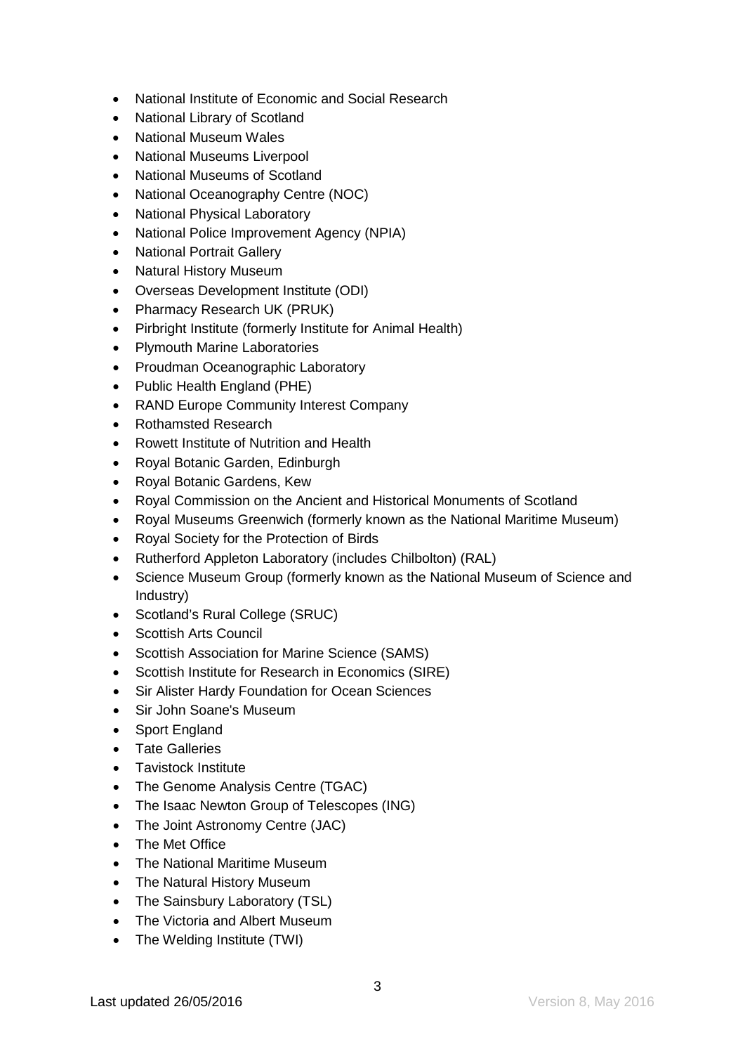- National Institute of Economic and Social Research
- National Library of Scotland
- National Museum Wales
- National Museums Liverpool
- National Museums of Scotland
- National Oceanography Centre (NOC)
- National Physical Laboratory
- National Police Improvement Agency (NPIA)
- National Portrait Gallery
- Natural History Museum
- Overseas Development Institute (ODI)
- Pharmacy Research UK (PRUK)
- Pirbright Institute (formerly Institute for Animal Health)
- Plymouth Marine Laboratories
- Proudman Oceanographic Laboratory
- Public Health England (PHE)
- RAND Europe Community Interest Company
- Rothamsted Research
- Rowett Institute of Nutrition and Health
- Royal Botanic Garden, Edinburgh
- Royal Botanic Gardens, Kew
- Royal Commission on the Ancient and Historical Monuments of Scotland
- Royal Museums Greenwich (formerly known as the National Maritime Museum)
- Royal Society for the Protection of Birds
- Rutherford Appleton Laboratory (includes Chilbolton) (RAL)
- Science Museum Group (formerly known as the National Museum of Science and Industry)
- Scotland's Rural College (SRUC)
- Scottish Arts Council
- Scottish Association for Marine Science (SAMS)
- Scottish Institute for Research in Economics (SIRE)
- Sir Alister Hardy Foundation for Ocean Sciences
- Sir John Soane's Museum
- Sport England
- Tate Galleries
- Tavistock Institute
- The Genome Analysis Centre (TGAC)
- The Isaac Newton Group of Telescopes (ING)
- The Joint Astronomy Centre (JAC)
- The Met Office
- The National Maritime Museum
- The Natural History Museum
- The Sainsbury Laboratory (TSL)
- The Victoria and Albert Museum
- The Welding Institute (TWI)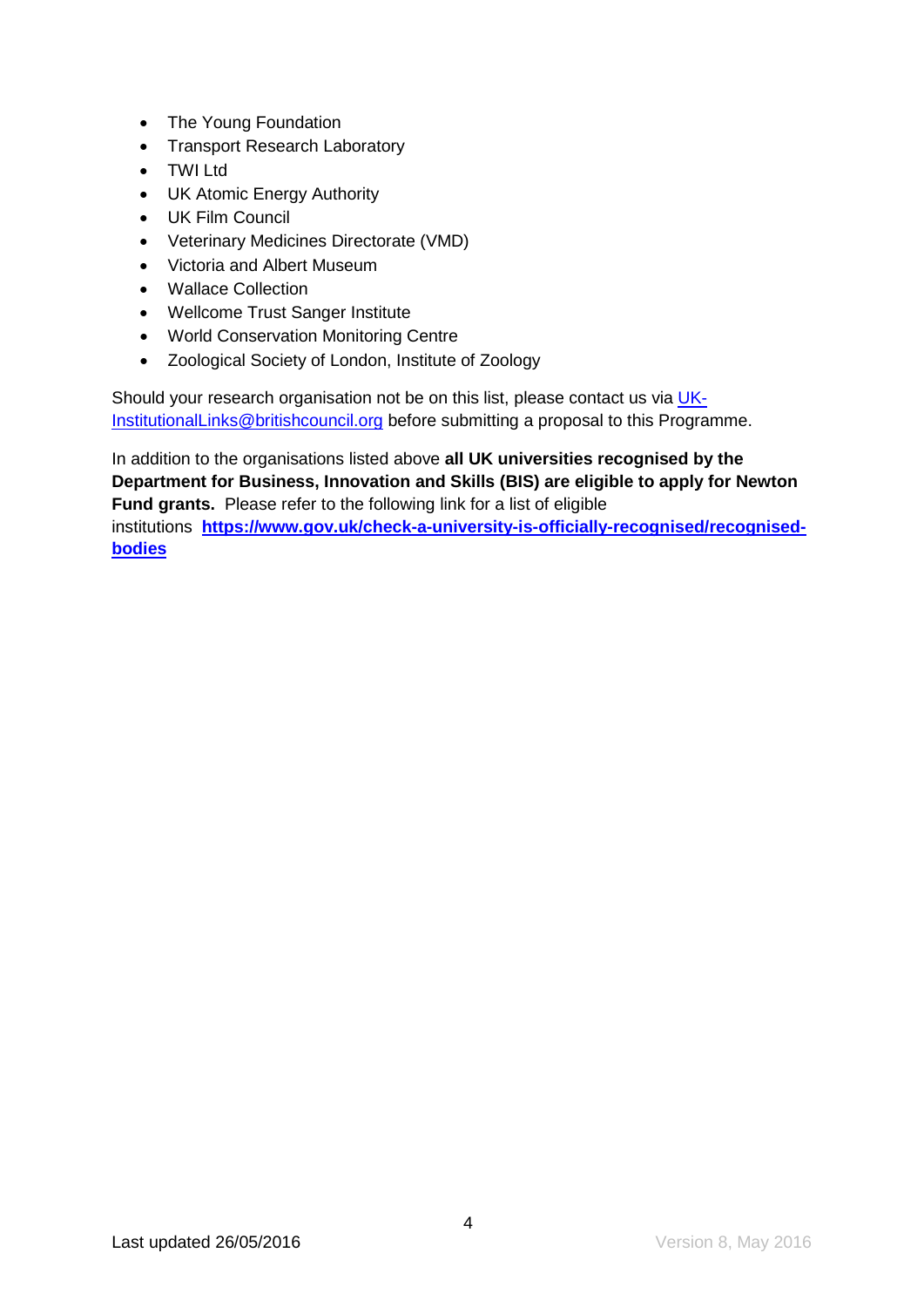- The Young Foundation
- Transport Research Laboratory
- TWI Ltd
- UK Atomic Energy Authority
- UK Film Council
- Veterinary Medicines Directorate (VMD)
- Victoria and Albert Museum
- Wallace Collection
- Wellcome Trust Sanger Institute
- World Conservation Monitoring Centre
- Zoological Society of London, Institute of Zoology

Should your research organisation not be on this list, please contact us via UK-InstitutionalLinks@britishcouncil.org before submitting a proposal to this Programme.

In addition to the organisations listed above **all UK universities recognised by the Department for Business, Innovation and Skills (BIS) are eligible to apply for Newton Fund grants.** Please refer to the following link for a list of eligible institutions **https://www.gov.uk/check-a-university-is-officially-recognised/recognised-bodies**

Last updated 26/05/2016